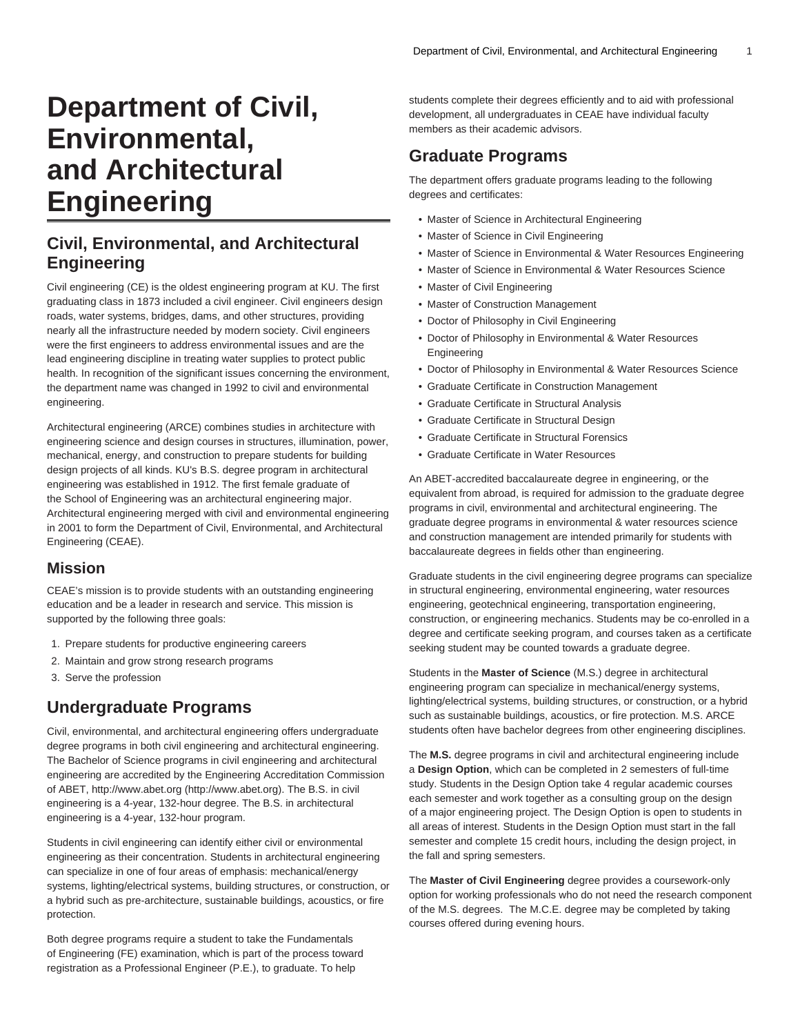# Department of Civil, Environmental, and Architectural Engineering

## Civil, Environmental, and Architectural Engineering

Civil engineering (CE) is the oldest engineering program at KU. The first graduating class in 1873 included a civil engineer. Civil engineers design roads, water systems, bridges, dams, and other structures, providing nearly all the infrastructure needed by modern society. Civil engineers were the first engineers to address environmental issues and are the lead engineering discipline in treating water supplies to protect public health. In recognition of the significant issues concerning the environment, the department name was changed in 1992 to civil and environmental engineering.

Architectural engineering (ARCE) combines studies in architecture with engineering science and design courses in structures, illumination, power, mechanical, energy, and construction to prepare students for building design projects of all kinds. KU's B.S. degree program in architectural engineering was established in 1912. The first female graduate of the School of Engineering was an architectural engineering major. Architectural engineering merged with civil and environmental engineering in 2001 to form the Department of Civil, Environmental, and Architectural Engineering (CEAE).

### Mission

CEAE's mission is to provide students with an outstanding engineering education and be a leader in research and service. This mission is supported by the following three goals:

1. Prepare students for productive engineering careers
2. Maintain and grow strong research programs
3. Serve the profession

## Undergraduate Programs

Civil, environmental, and architectural engineering offers undergraduate degree programs in both civil engineering and architectural engineering. The Bachelor of Science programs in civil engineering and architectural engineering are accredited by the Engineering Accreditation Commission of ABET, http://www.abet.org (http://www.abet.org). The B.S. in civil engineering is a 4-year, 132-hour degree. The B.S. in architectural engineering is a 4-year, 132-hour program.

Students in civil engineering can identify either civil or environmental engineering as their concentration. Students in architectural engineering can specialize in one of four areas of emphasis: mechanical/energy systems, lighting/electrical systems, building structures, or construction, or a hybrid such as pre-architecture, sustainable buildings, acoustics, or fire protection.

Both degree programs require a student to take the Fundamentals of Engineering (FE) examination, which is part of the process toward registration as a Professional Engineer (P.E.), to graduate. To help students complete their degrees efficiently and to aid with professional development, all undergraduates in CEAE have individual faculty members as their academic advisors.

## Graduate Programs

The department offers graduate programs leading to the following degrees and certificates:

- Master of Science in Architectural Engineering
- Master of Science in Civil Engineering
- Master of Science in Environmental & Water Resources Engineering
- Master of Science in Environmental & Water Resources Science
- Master of Civil Engineering
- Master of Construction Management
- Doctor of Philosophy in Civil Engineering
- Doctor of Philosophy in Environmental & Water Resources Engineering
- Doctor of Philosophy in Environmental & Water Resources Science
- Graduate Certificate in Construction Management
- Graduate Certificate in Structural Analysis
- Graduate Certificate in Structural Design
- Graduate Certificate in Structural Forensics
- Graduate Certificate in Water Resources

An ABET-accredited baccalaureate degree in engineering, or the equivalent from abroad, is required for admission to the graduate degree programs in civil, environmental and architectural engineering. The graduate degree programs in environmental & water resources science and construction management are intended primarily for students with baccalaureate degrees in fields other than engineering.

Graduate students in the civil engineering degree programs can specialize in structural engineering, environmental engineering, water resources engineering, geotechnical engineering, transportation engineering, construction, or engineering mechanics. Students may be co-enrolled in a degree and certificate seeking program, and courses taken as a certificate seeking student may be counted towards a graduate degree.

Students in the **Master of Science** (M.S.) degree in architectural engineering program can specialize in mechanical/energy systems, lighting/electrical systems, building structures, or construction, or a hybrid such as sustainable buildings, acoustics, or fire protection. M.S. ARCE students often have bachelor degrees from other engineering disciplines.

The **M.S.** degree programs in civil and architectural engineering include a **Design Option**, which can be completed in 2 semesters of full-time study. Students in the Design Option take 4 regular academic courses each semester and work together as a consulting group on the design of a major engineering project. The Design Option is open to students in all areas of interest. Students in the Design Option must start in the fall semester and complete 15 credit hours, including the design project, in the fall and spring semesters.

The **Master of Civil Engineering** degree provides a coursework-only option for working professionals who do not need the research component of the M.S. degrees. The M.C.E. degree may be completed by taking courses offered during evening hours.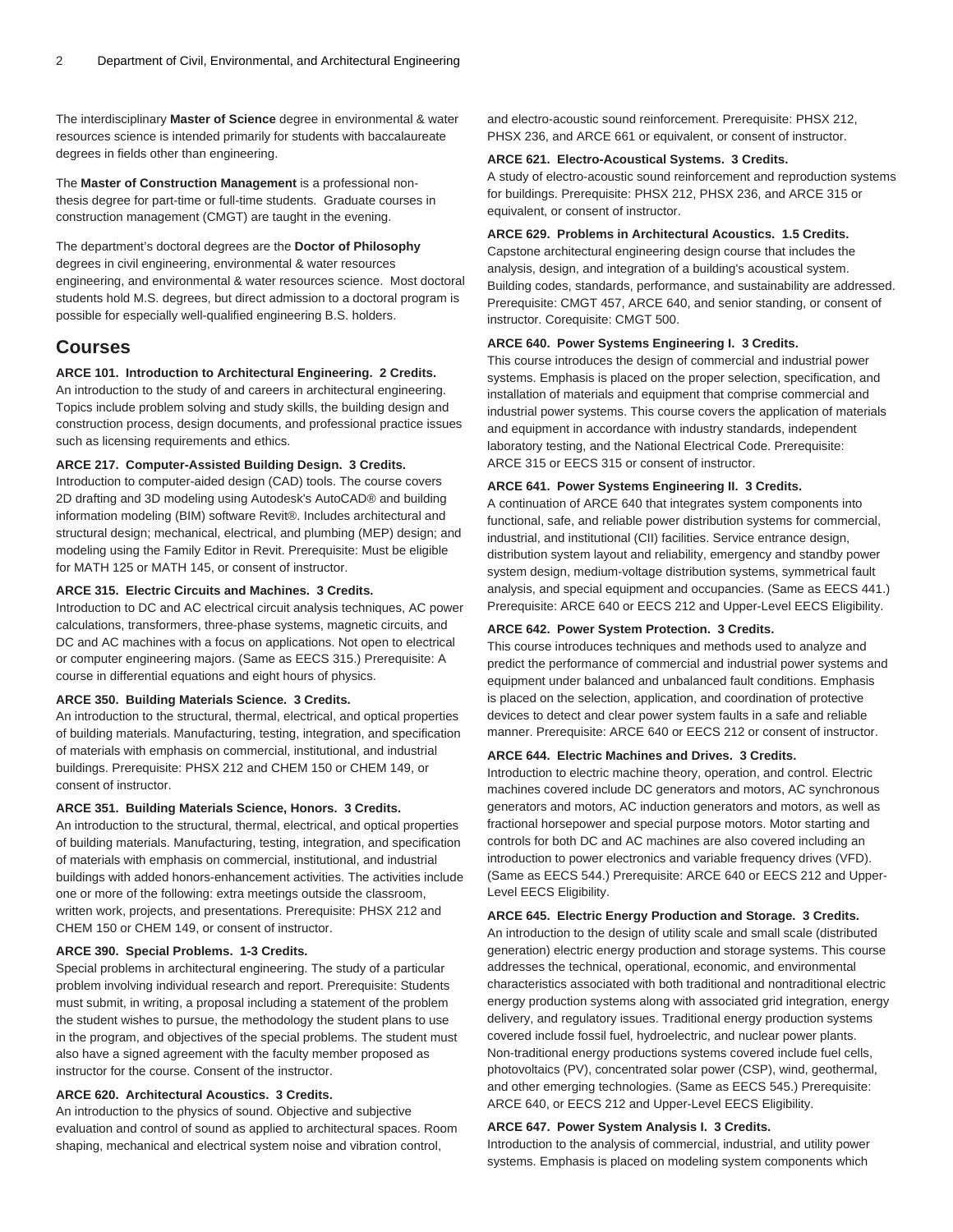The interdisciplinary **Master of Science** degree in environmental & water resources science is intended primarily for students with baccalaureate degrees in fields other than engineering.

The **Master of Construction Management** is a professional non-thesis degree for part-time or full-time students. Graduate courses in construction management (CMGT) are taught in the evening.

The department's doctoral degrees are the **Doctor of Philosophy** degrees in civil engineering, environmental & water resources engineering, and environmental & water resources science. Most doctoral students hold M.S. degrees, but direct admission to a doctoral program is possible for especially well-qualified engineering B.S. holders.

## Courses

**ARCE 101. Introduction to Architectural Engineering. 2 Credits.**
An introduction to the study of and careers in architectural engineering. Topics include problem solving and study skills, the building design and construction process, design documents, and professional practice issues such as licensing requirements and ethics.

**ARCE 217. Computer-Assisted Building Design. 3 Credits.**
Introduction to computer-aided design (CAD) tools. The course covers 2D drafting and 3D modeling using Autodesk's AutoCAD® and building information modeling (BIM) software Revit®. Includes architectural and structural design; mechanical, electrical, and plumbing (MEP) design; and modeling using the Family Editor in Revit. Prerequisite: Must be eligible for MATH 125 or MATH 145, or consent of instructor.

**ARCE 315. Electric Circuits and Machines. 3 Credits.**
Introduction to DC and AC electrical circuit analysis techniques, AC power calculations, transformers, three-phase systems, magnetic circuits, and DC and AC machines with a focus on applications. Not open to electrical or computer engineering majors. (Same as EECS 315.) Prerequisite: A course in differential equations and eight hours of physics.

**ARCE 350. Building Materials Science. 3 Credits.**
An introduction to the structural, thermal, electrical, and optical properties of building materials. Manufacturing, testing, integration, and specification of materials with emphasis on commercial, institutional, and industrial buildings. Prerequisite: PHSX 212 and CHEM 150 or CHEM 149, or consent of instructor.

**ARCE 351. Building Materials Science, Honors. 3 Credits.**
An introduction to the structural, thermal, electrical, and optical properties of building materials. Manufacturing, testing, integration, and specification of materials with emphasis on commercial, institutional, and industrial buildings with added honors-enhancement activities. The activities include one or more of the following: extra meetings outside the classroom, written work, projects, and presentations. Prerequisite: PHSX 212 and CHEM 150 or CHEM 149, or consent of instructor.

**ARCE 390. Special Problems. 1-3 Credits.**
Special problems in architectural engineering. The study of a particular problem involving individual research and report. Prerequisite: Students must submit, in writing, a proposal including a statement of the problem the student wishes to pursue, the methodology the student plans to use in the program, and objectives of the special problems. The student must also have a signed agreement with the faculty member proposed as instructor for the course. Consent of the instructor.

**ARCE 620. Architectural Acoustics. 3 Credits.**
An introduction to the physics of sound. Objective and subjective evaluation and control of sound as applied to architectural spaces. Room shaping, mechanical and electrical system noise and vibration control, and electro-acoustic sound reinforcement. Prerequisite: PHSX 212, PHSX 236, and ARCE 661 or equivalent, or consent of instructor.

**ARCE 621. Electro-Acoustical Systems. 3 Credits.**
A study of electro-acoustic sound reinforcement and reproduction systems for buildings. Prerequisite: PHSX 212, PHSX 236, and ARCE 315 or equivalent, or consent of instructor.

**ARCE 629. Problems in Architectural Acoustics. 1.5 Credits.**
Capstone architectural engineering design course that includes the analysis, design, and integration of a building's acoustical system. Building codes, standards, performance, and sustainability are addressed. Prerequisite: CMGT 457, ARCE 640, and senior standing, or consent of instructor. Corequisite: CMGT 500.

**ARCE 640. Power Systems Engineering I. 3 Credits.**
This course introduces the design of commercial and industrial power systems. Emphasis is placed on the proper selection, specification, and installation of materials and equipment that comprise commercial and industrial power systems. This course covers the application of materials and equipment in accordance with industry standards, independent laboratory testing, and the National Electrical Code. Prerequisite: ARCE 315 or EECS 315 or consent of instructor.

**ARCE 641. Power Systems Engineering II. 3 Credits.**
A continuation of ARCE 640 that integrates system components into functional, safe, and reliable power distribution systems for commercial, industrial, and institutional (CII) facilities. Service entrance design, distribution system layout and reliability, emergency and standby power system design, medium-voltage distribution systems, symmetrical fault analysis, and special equipment and occupancies. (Same as EECS 441.) Prerequisite: ARCE 640 or EECS 212 and Upper-Level EECS Eligibility.

**ARCE 642. Power System Protection. 3 Credits.**
This course introduces techniques and methods used to analyze and predict the performance of commercial and industrial power systems and equipment under balanced and unbalanced fault conditions. Emphasis is placed on the selection, application, and coordination of protective devices to detect and clear power system faults in a safe and reliable manner. Prerequisite: ARCE 640 or EECS 212 or consent of instructor.

**ARCE 644. Electric Machines and Drives. 3 Credits.**
Introduction to electric machine theory, operation, and control. Electric machines covered include DC generators and motors, AC synchronous generators and motors, AC induction generators and motors, as well as fractional horsepower and special purpose motors. Motor starting and controls for both DC and AC machines are also covered including an introduction to power electronics and variable frequency drives (VFD). (Same as EECS 544.) Prerequisite: ARCE 640 or EECS 212 and Upper-Level EECS Eligibility.

**ARCE 645. Electric Energy Production and Storage. 3 Credits.**
An introduction to the design of utility scale and small scale (distributed generation) electric energy production and storage systems. This course addresses the technical, operational, economic, and environmental characteristics associated with both traditional and nontraditional electric energy production systems along with associated grid integration, energy delivery, and regulatory issues. Traditional energy production systems covered include fossil fuel, hydroelectric, and nuclear power plants. Non-traditional energy productions systems covered include fuel cells, photovoltaics (PV), concentrated solar power (CSP), wind, geothermal, and other emerging technologies. (Same as EECS 545.) Prerequisite: ARCE 640, or EECS 212 and Upper-Level EECS Eligibility.

**ARCE 647. Power System Analysis I. 3 Credits.**
Introduction to the analysis of commercial, industrial, and utility power systems. Emphasis is placed on modeling system components which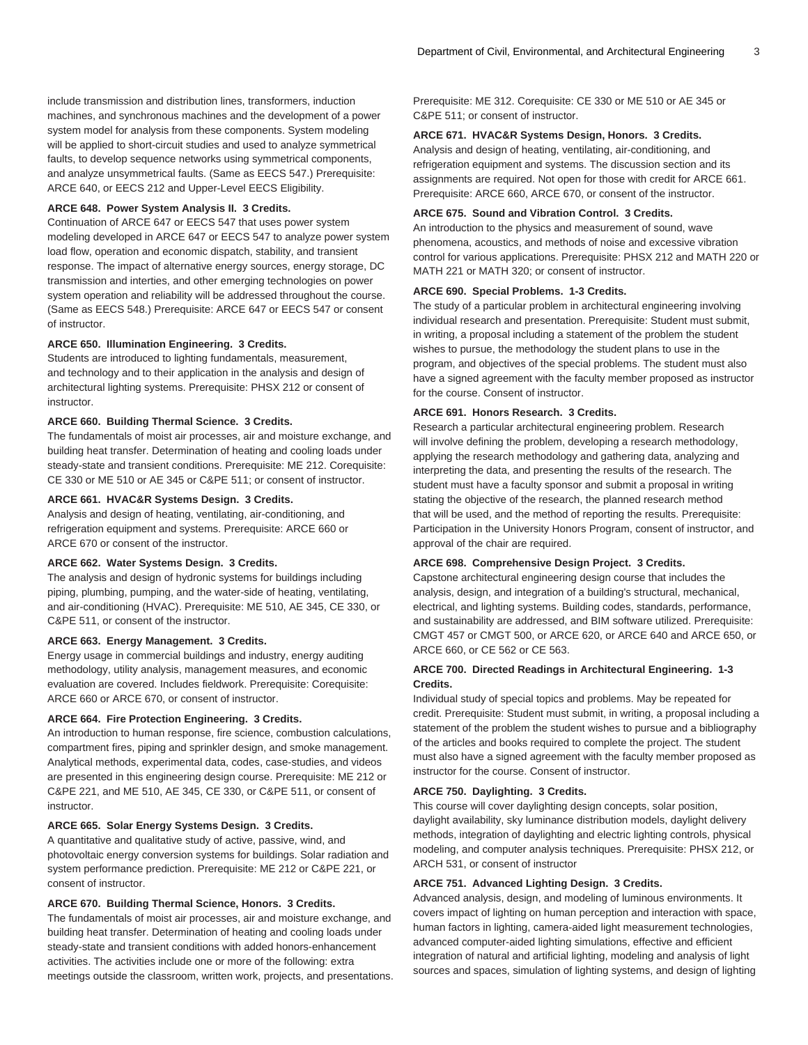include transmission and distribution lines, transformers, induction machines, and synchronous machines and the development of a power system model for analysis from these components. System modeling will be applied to short-circuit studies and used to analyze symmetrical faults, to develop sequence networks using symmetrical components, and analyze unsymmetrical faults. (Same as EECS 547.) Prerequisite: ARCE 640, or EECS 212 and Upper-Level EECS Eligibility.

**ARCE 648. Power System Analysis II. 3 Credits.**
Continuation of ARCE 647 or EECS 547 that uses power system modeling developed in ARCE 647 or EECS 547 to analyze power system load flow, operation and economic dispatch, stability, and transient response. The impact of alternative energy sources, energy storage, DC transmission and interties, and other emerging technologies on power system operation and reliability will be addressed throughout the course. (Same as EECS 548.) Prerequisite: ARCE 647 or EECS 547 or consent of instructor.

**ARCE 650. Illumination Engineering. 3 Credits.**
Students are introduced to lighting fundamentals, measurement, and technology and to their application in the analysis and design of architectural lighting systems. Prerequisite: PHSX 212 or consent of instructor.

**ARCE 660. Building Thermal Science. 3 Credits.**
The fundamentals of moist air processes, air and moisture exchange, and building heat transfer. Determination of heating and cooling loads under steady-state and transient conditions. Prerequisite: ME 212. Corequisite: CE 330 or ME 510 or AE 345 or C&PE 511; or consent of instructor.

**ARCE 661. HVAC&R Systems Design. 3 Credits.**
Analysis and design of heating, ventilating, air-conditioning, and refrigeration equipment and systems. Prerequisite: ARCE 660 or ARCE 670 or consent of the instructor.

**ARCE 662. Water Systems Design. 3 Credits.**
The analysis and design of hydronic systems for buildings including piping, plumbing, pumping, and the water-side of heating, ventilating, and air-conditioning (HVAC). Prerequisite: ME 510, AE 345, CE 330, or C&PE 511, or consent of the instructor.

**ARCE 663. Energy Management. 3 Credits.**
Energy usage in commercial buildings and industry, energy auditing methodology, utility analysis, management measures, and economic evaluation are covered. Includes fieldwork. Prerequisite: Corequisite: ARCE 660 or ARCE 670, or consent of instructor.

**ARCE 664. Fire Protection Engineering. 3 Credits.**
An introduction to human response, fire science, combustion calculations, compartment fires, piping and sprinkler design, and smoke management. Analytical methods, experimental data, codes, case-studies, and videos are presented in this engineering design course. Prerequisite: ME 212 or C&PE 221, and ME 510, AE 345, CE 330, or C&PE 511, or consent of instructor.

**ARCE 665. Solar Energy Systems Design. 3 Credits.**
A quantitative and qualitative study of active, passive, wind, and photovoltaic energy conversion systems for buildings. Solar radiation and system performance prediction. Prerequisite: ME 212 or C&PE 221, or consent of instructor.

**ARCE 670. Building Thermal Science, Honors. 3 Credits.**
The fundamentals of moist air processes, air and moisture exchange, and building heat transfer. Determination of heating and cooling loads under steady-state and transient conditions with added honors-enhancement activities. The activities include one or more of the following: extra meetings outside the classroom, written work, projects, and presentations. Prerequisite: ME 312. Corequisite: CE 330 or ME 510 or AE 345 or C&PE 511; or consent of instructor.

**ARCE 671. HVAC&R Systems Design, Honors. 3 Credits.**
Analysis and design of heating, ventilating, air-conditioning, and refrigeration equipment and systems. The discussion section and its assignments are required. Not open for those with credit for ARCE 661. Prerequisite: ARCE 660, ARCE 670, or consent of the instructor.

**ARCE 675. Sound and Vibration Control. 3 Credits.**
An introduction to the physics and measurement of sound, wave phenomena, acoustics, and methods of noise and excessive vibration control for various applications. Prerequisite: PHSX 212 and MATH 220 or MATH 221 or MATH 320; or consent of instructor.

**ARCE 690. Special Problems. 1-3 Credits.**
The study of a particular problem in architectural engineering involving individual research and presentation. Prerequisite: Student must submit, in writing, a proposal including a statement of the problem the student wishes to pursue, the methodology the student plans to use in the program, and objectives of the special problems. The student must also have a signed agreement with the faculty member proposed as instructor for the course. Consent of instructor.

**ARCE 691. Honors Research. 3 Credits.**
Research a particular architectural engineering problem. Research will involve defining the problem, developing a research methodology, applying the research methodology and gathering data, analyzing and interpreting the data, and presenting the results of the research. The student must have a faculty sponsor and submit a proposal in writing stating the objective of the research, the planned research method that will be used, and the method of reporting the results. Prerequisite: Participation in the University Honors Program, consent of instructor, and approval of the chair are required.

**ARCE 698. Comprehensive Design Project. 3 Credits.**
Capstone architectural engineering design course that includes the analysis, design, and integration of a building's structural, mechanical, electrical, and lighting systems. Building codes, standards, performance, and sustainability are addressed, and BIM software utilized. Prerequisite: CMGT 457 or CMGT 500, or ARCE 620, or ARCE 640 and ARCE 650, or ARCE 660, or CE 562 or CE 563.

**ARCE 700. Directed Readings in Architectural Engineering. 1-3 Credits.**
Individual study of special topics and problems. May be repeated for credit. Prerequisite: Student must submit, in writing, a proposal including a statement of the problem the student wishes to pursue and a bibliography of the articles and books required to complete the project. The student must also have a signed agreement with the faculty member proposed as instructor for the course. Consent of instructor.

**ARCE 750. Daylighting. 3 Credits.**
This course will cover daylighting design concepts, solar position, daylight availability, sky luminance distribution models, daylight delivery methods, integration of daylighting and electric lighting controls, physical modeling, and computer analysis techniques. Prerequisite: PHSX 212, or ARCH 531, or consent of instructor

**ARCE 751. Advanced Lighting Design. 3 Credits.**
Advanced analysis, design, and modeling of luminous environments. It covers impact of lighting on human perception and interaction with space, human factors in lighting, camera-aided light measurement technologies, advanced computer-aided lighting simulations, effective and efficient integration of natural and artificial lighting, modeling and analysis of light sources and spaces, simulation of lighting systems, and design of lighting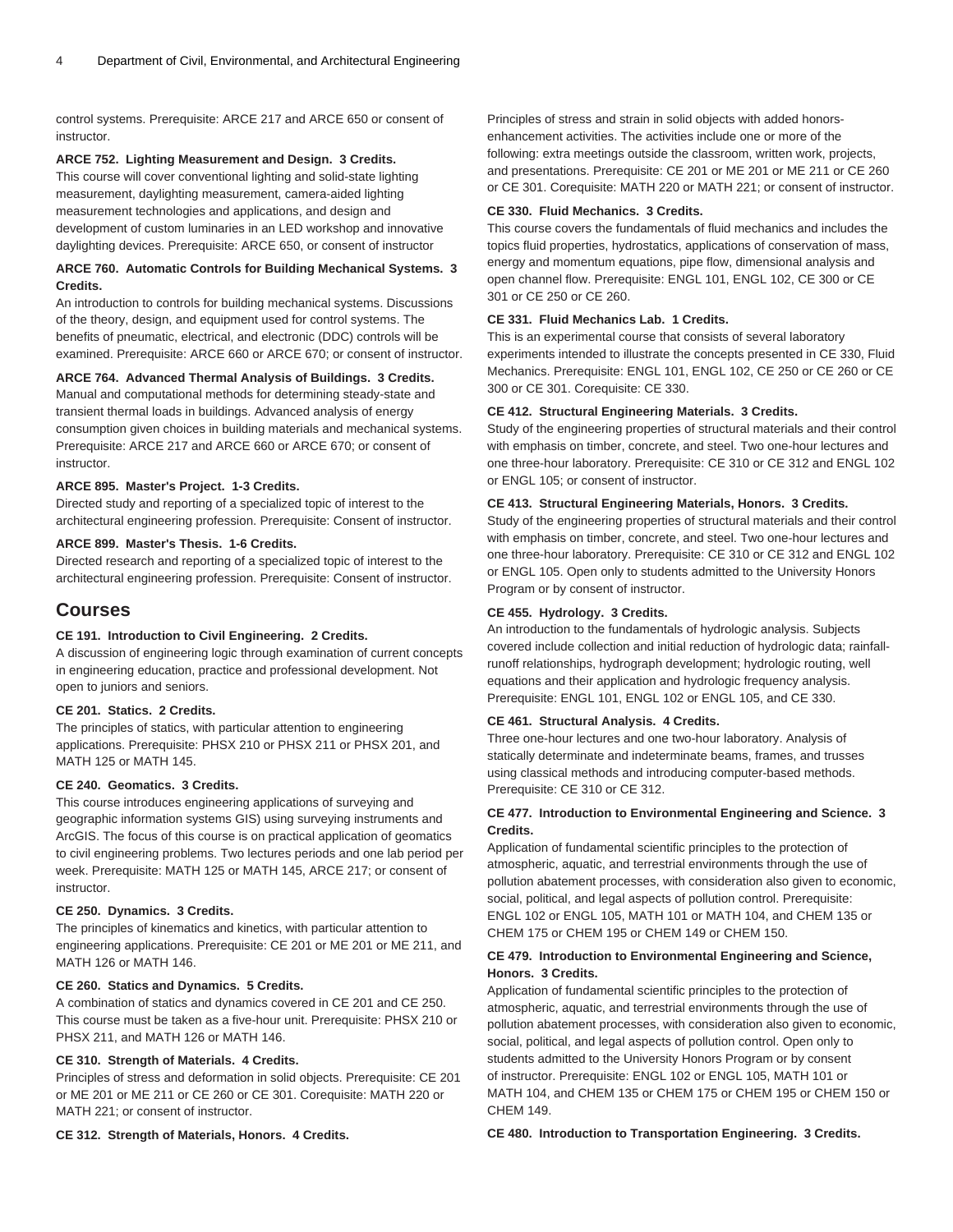control systems. Prerequisite: ARCE 217 and ARCE 650 or consent of instructor.

**ARCE 752. Lighting Measurement and Design. 3 Credits.**
This course will cover conventional lighting and solid-state lighting measurement, daylighting measurement, camera-aided lighting measurement technologies and applications, and design and development of custom luminaries in an LED workshop and innovative daylighting devices. Prerequisite: ARCE 650, or consent of instructor

**ARCE 760. Automatic Controls for Building Mechanical Systems. 3 Credits.**
An introduction to controls for building mechanical systems. Discussions of the theory, design, and equipment used for control systems. The benefits of pneumatic, electrical, and electronic (DDC) controls will be examined. Prerequisite: ARCE 660 or ARCE 670; or consent of instructor.

**ARCE 764. Advanced Thermal Analysis of Buildings. 3 Credits.**
Manual and computational methods for determining steady-state and transient thermal loads in buildings. Advanced analysis of energy consumption given choices in building materials and mechanical systems. Prerequisite: ARCE 217 and ARCE 660 or ARCE 670; or consent of instructor.

**ARCE 895. Master's Project. 1-3 Credits.**
Directed study and reporting of a specialized topic of interest to the architectural engineering profession. Prerequisite: Consent of instructor.

**ARCE 899. Master's Thesis. 1-6 Credits.**
Directed research and reporting of a specialized topic of interest to the architectural engineering profession. Prerequisite: Consent of instructor.

## Courses

**CE 191. Introduction to Civil Engineering. 2 Credits.**
A discussion of engineering logic through examination of current concepts in engineering education, practice and professional development. Not open to juniors and seniors.

**CE 201. Statics. 2 Credits.**
The principles of statics, with particular attention to engineering applications. Prerequisite: PHSX 210 or PHSX 211 or PHSX 201, and MATH 125 or MATH 145.

**CE 240. Geomatics. 3 Credits.**
This course introduces engineering applications of surveying and geographic information systems GIS) using surveying instruments and ArcGIS. The focus of this course is on practical application of geomatics to civil engineering problems. Two lectures periods and one lab period per week. Prerequisite: MATH 125 or MATH 145, ARCE 217; or consent of instructor.

**CE 250. Dynamics. 3 Credits.**
The principles of kinematics and kinetics, with particular attention to engineering applications. Prerequisite: CE 201 or ME 201 or ME 211, and MATH 126 or MATH 146.

**CE 260. Statics and Dynamics. 5 Credits.**
A combination of statics and dynamics covered in CE 201 and CE 250. This course must be taken as a five-hour unit. Prerequisite: PHSX 210 or PHSX 211, and MATH 126 or MATH 146.

**CE 310. Strength of Materials. 4 Credits.**
Principles of stress and deformation in solid objects. Prerequisite: CE 201 or ME 201 or ME 211 or CE 260 or CE 301. Corequisite: MATH 220 or MATH 221; or consent of instructor.

**CE 312. Strength of Materials, Honors. 4 Credits.**
Principles of stress and strain in solid objects with added honors-enhancement activities. The activities include one or more of the following: extra meetings outside the classroom, written work, projects, and presentations. Prerequisite: CE 201 or ME 201 or ME 211 or CE 260 or CE 301. Corequisite: MATH 220 or MATH 221; or consent of instructor.

**CE 330. Fluid Mechanics. 3 Credits.**
This course covers the fundamentals of fluid mechanics and includes the topics fluid properties, hydrostatics, applications of conservation of mass, energy and momentum equations, pipe flow, dimensional analysis and open channel flow. Prerequisite: ENGL 101, ENGL 102, CE 300 or CE 301 or CE 250 or CE 260.

**CE 331. Fluid Mechanics Lab. 1 Credits.**
This is an experimental course that consists of several laboratory experiments intended to illustrate the concepts presented in CE 330, Fluid Mechanics. Prerequisite: ENGL 101, ENGL 102, CE 250 or CE 260 or CE 300 or CE 301. Corequisite: CE 330.

**CE 412. Structural Engineering Materials. 3 Credits.**
Study of the engineering properties of structural materials and their control with emphasis on timber, concrete, and steel. Two one-hour lectures and one three-hour laboratory. Prerequisite: CE 310 or CE 312 and ENGL 102 or ENGL 105; or consent of instructor.

**CE 413. Structural Engineering Materials, Honors. 3 Credits.**
Study of the engineering properties of structural materials and their control with emphasis on timber, concrete, and steel. Two one-hour lectures and one three-hour laboratory. Prerequisite: CE 310 or CE 312 and ENGL 102 or ENGL 105. Open only to students admitted to the University Honors Program or by consent of instructor.

**CE 455. Hydrology. 3 Credits.**
An introduction to the fundamentals of hydrologic analysis. Subjects covered include collection and initial reduction of hydrologic data; rainfall-runoff relationships, hydrograph development; hydrologic routing, well equations and their application and hydrologic frequency analysis. Prerequisite: ENGL 101, ENGL 102 or ENGL 105, and CE 330.

**CE 461. Structural Analysis. 4 Credits.**
Three one-hour lectures and one two-hour laboratory. Analysis of statically determinate and indeterminate beams, frames, and trusses using classical methods and introducing computer-based methods. Prerequisite: CE 310 or CE 312.

**CE 477. Introduction to Environmental Engineering and Science. 3 Credits.**
Application of fundamental scientific principles to the protection of atmospheric, aquatic, and terrestrial environments through the use of pollution abatement processes, with consideration also given to economic, social, political, and legal aspects of pollution control. Prerequisite: ENGL 102 or ENGL 105, MATH 101 or MATH 104, and CHEM 135 or CHEM 175 or CHEM 195 or CHEM 149 or CHEM 150.

**CE 479. Introduction to Environmental Engineering and Science, Honors. 3 Credits.**
Application of fundamental scientific principles to the protection of atmospheric, aquatic, and terrestrial environments through the use of pollution abatement processes, with consideration also given to economic, social, political, and legal aspects of pollution control. Open only to students admitted to the University Honors Program or by consent of instructor. Prerequisite: ENGL 102 or ENGL 105, MATH 101 or MATH 104, and CHEM 135 or CHEM 175 or CHEM 195 or CHEM 150 or CHEM 149.

**CE 480. Introduction to Transportation Engineering. 3 Credits.**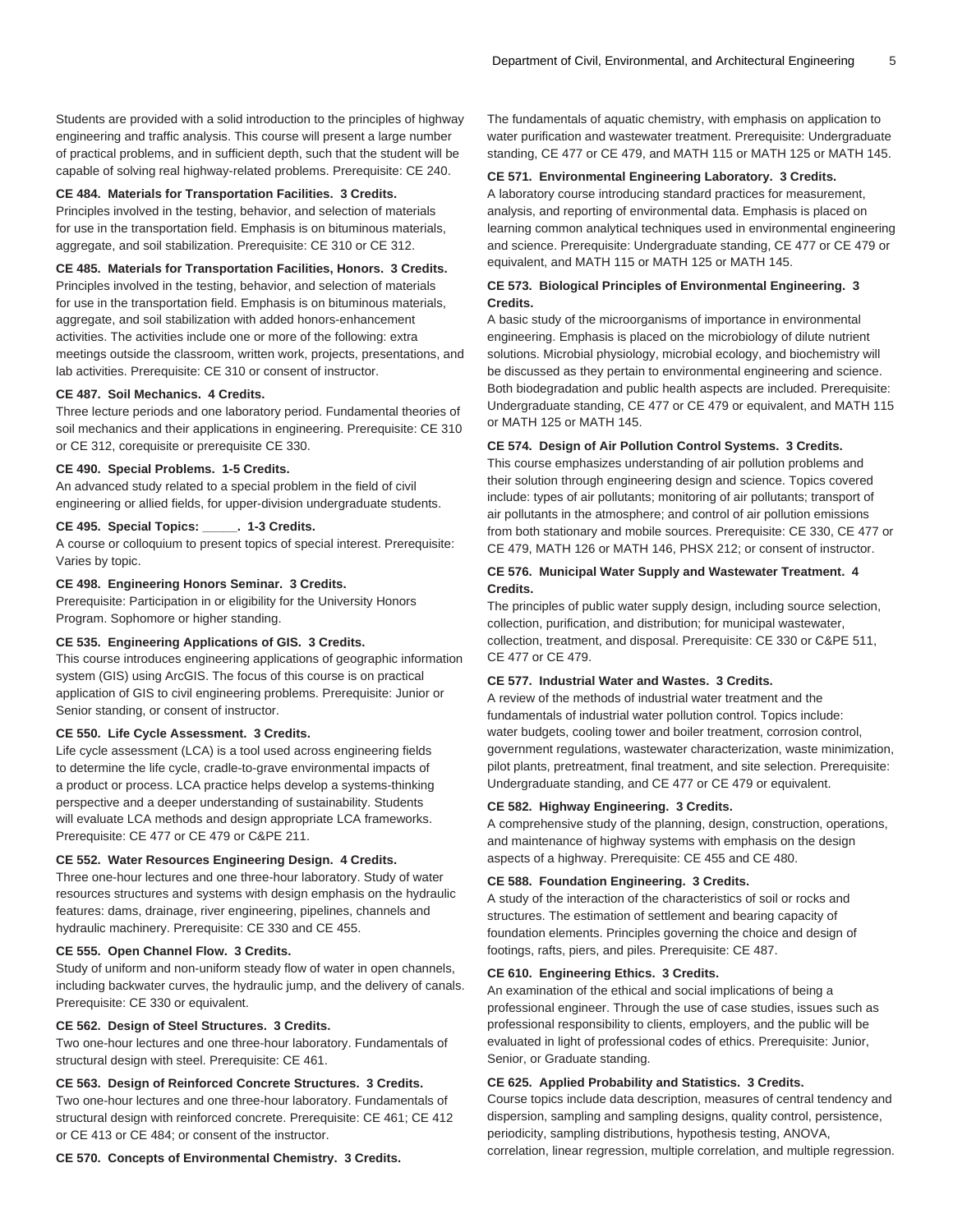Students are provided with a solid introduction to the principles of highway engineering and traffic analysis. This course will present a large number of practical problems, and in sufficient depth, such that the student will be capable of solving real highway-related problems. Prerequisite: CE 240.

**CE 484. Materials for Transportation Facilities. 3 Credits.**
Principles involved in the testing, behavior, and selection of materials for use in the transportation field. Emphasis is on bituminous materials, aggregate, and soil stabilization. Prerequisite: CE 310 or CE 312.

**CE 485. Materials for Transportation Facilities, Honors. 3 Credits.**
Principles involved in the testing, behavior, and selection of materials for use in the transportation field. Emphasis is on bituminous materials, aggregate, and soil stabilization with added honors-enhancement activities. The activities include one or more of the following: extra meetings outside the classroom, written work, projects, presentations, and lab activities. Prerequisite: CE 310 or consent of instructor.

**CE 487. Soil Mechanics. 4 Credits.**
Three lecture periods and one laboratory period. Fundamental theories of soil mechanics and their applications in engineering. Prerequisite: CE 310 or CE 312, corequisite or prerequisite CE 330.

**CE 490. Special Problems. 1-5 Credits.**
An advanced study related to a special problem in the field of civil engineering or allied fields, for upper-division undergraduate students.

**CE 495. Special Topics: _____. 1-3 Credits.**
A course or colloquium to present topics of special interest. Prerequisite: Varies by topic.

**CE 498. Engineering Honors Seminar. 3 Credits.**
Prerequisite: Participation in or eligibility for the University Honors Program. Sophomore or higher standing.

**CE 535. Engineering Applications of GIS. 3 Credits.**
This course introduces engineering applications of geographic information system (GIS) using ArcGIS. The focus of this course is on practical application of GIS to civil engineering problems. Prerequisite: Junior or Senior standing, or consent of instructor.

**CE 550. Life Cycle Assessment. 3 Credits.**
Life cycle assessment (LCA) is a tool used across engineering fields to determine the life cycle, cradle-to-grave environmental impacts of a product or process. LCA practice helps develop a systems-thinking perspective and a deeper understanding of sustainability. Students will evaluate LCA methods and design appropriate LCA frameworks. Prerequisite: CE 477 or CE 479 or C&PE 211.

**CE 552. Water Resources Engineering Design. 4 Credits.**
Three one-hour lectures and one three-hour laboratory. Study of water resources structures and systems with design emphasis on the hydraulic features: dams, drainage, river engineering, pipelines, channels and hydraulic machinery. Prerequisite: CE 330 and CE 455.

**CE 555. Open Channel Flow. 3 Credits.**
Study of uniform and non-uniform steady flow of water in open channels, including backwater curves, the hydraulic jump, and the delivery of canals. Prerequisite: CE 330 or equivalent.

**CE 562. Design of Steel Structures. 3 Credits.**
Two one-hour lectures and one three-hour laboratory. Fundamentals of structural design with steel. Prerequisite: CE 461.

**CE 563. Design of Reinforced Concrete Structures. 3 Credits.**
Two one-hour lectures and one three-hour laboratory. Fundamentals of structural design with reinforced concrete. Prerequisite: CE 461; CE 412 or CE 413 or CE 484; or consent of the instructor.

**CE 570. Concepts of Environmental Chemistry. 3 Credits.**
The fundamentals of aquatic chemistry, with emphasis on application to water purification and wastewater treatment. Prerequisite: Undergraduate standing, CE 477 or CE 479, and MATH 115 or MATH 125 or MATH 145.

**CE 571. Environmental Engineering Laboratory. 3 Credits.**
A laboratory course introducing standard practices for measurement, analysis, and reporting of environmental data. Emphasis is placed on learning common analytical techniques used in environmental engineering and science. Prerequisite: Undergraduate standing, CE 477 or CE 479 or equivalent, and MATH 115 or MATH 125 or MATH 145.

**CE 573. Biological Principles of Environmental Engineering. 3 Credits.**
A basic study of the microorganisms of importance in environmental engineering. Emphasis is placed on the microbiology of dilute nutrient solutions. Microbial physiology, microbial ecology, and biochemistry will be discussed as they pertain to environmental engineering and science. Both biodegradation and public health aspects are included. Prerequisite: Undergraduate standing, CE 477 or CE 479 or equivalent, and MATH 115 or MATH 125 or MATH 145.

**CE 574. Design of Air Pollution Control Systems. 3 Credits.**
This course emphasizes understanding of air pollution problems and their solution through engineering design and science. Topics covered include: types of air pollutants; monitoring of air pollutants; transport of air pollutants in the atmosphere; and control of air pollution emissions from both stationary and mobile sources. Prerequisite: CE 330, CE 477 or CE 479, MATH 126 or MATH 146, PHSX 212; or consent of instructor.

**CE 576. Municipal Water Supply and Wastewater Treatment. 4 Credits.**
The principles of public water supply design, including source selection, collection, purification, and distribution; for municipal wastewater, collection, treatment, and disposal. Prerequisite: CE 330 or C&PE 511, CE 477 or CE 479.

**CE 577. Industrial Water and Wastes. 3 Credits.**
A review of the methods of industrial water treatment and the fundamentals of industrial water pollution control. Topics include: water budgets, cooling tower and boiler treatment, corrosion control, government regulations, wastewater characterization, waste minimization, pilot plants, pretreatment, final treatment, and site selection. Prerequisite: Undergraduate standing, and CE 477 or CE 479 or equivalent.

**CE 582. Highway Engineering. 3 Credits.**
A comprehensive study of the planning, design, construction, operations, and maintenance of highway systems with emphasis on the design aspects of a highway. Prerequisite: CE 455 and CE 480.

**CE 588. Foundation Engineering. 3 Credits.**
A study of the interaction of the characteristics of soil or rocks and structures. The estimation of settlement and bearing capacity of foundation elements. Principles governing the choice and design of footings, rafts, piers, and piles. Prerequisite: CE 487.

**CE 610. Engineering Ethics. 3 Credits.**
An examination of the ethical and social implications of being a professional engineer. Through the use of case studies, issues such as professional responsibility to clients, employers, and the public will be evaluated in light of professional codes of ethics. Prerequisite: Junior, Senior, or Graduate standing.

**CE 625. Applied Probability and Statistics. 3 Credits.**
Course topics include data description, measures of central tendency and dispersion, sampling and sampling designs, quality control, persistence, periodicity, sampling distributions, hypothesis testing, ANOVA, correlation, linear regression, multiple correlation, and multiple regression.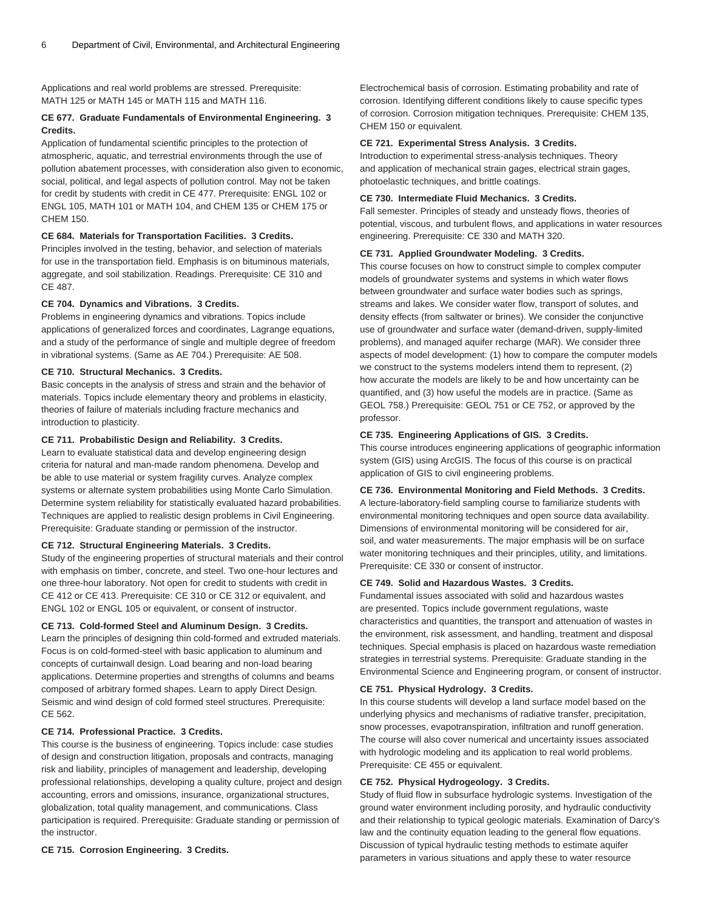Applications and real world problems are stressed. Prerequisite: MATH 125 or MATH 145 or MATH 115 and MATH 116.

**CE 677. Graduate Fundamentals of Environmental Engineering. 3 Credits.**

Application of fundamental scientific principles to the protection of atmospheric, aquatic, and terrestrial environments through the use of pollution abatement processes, with consideration also given to economic, social, political, and legal aspects of pollution control. May not be taken for credit by students with credit in CE 477. Prerequisite: ENGL 102 or ENGL 105, MATH 101 or MATH 104, and CHEM 135 or CHEM 175 or CHEM 150.

**CE 684. Materials for Transportation Facilities. 3 Credits.**

Principles involved in the testing, behavior, and selection of materials for use in the transportation field. Emphasis is on bituminous materials, aggregate, and soil stabilization. Readings. Prerequisite: CE 310 and CE 487.

**CE 704. Dynamics and Vibrations. 3 Credits.**

Problems in engineering dynamics and vibrations. Topics include applications of generalized forces and coordinates, Lagrange equations, and a study of the performance of single and multiple degree of freedom in vibrational systems. (Same as AE 704.) Prerequisite: AE 508.

**CE 710. Structural Mechanics. 3 Credits.**

Basic concepts in the analysis of stress and strain and the behavior of materials. Topics include elementary theory and problems in elasticity, theories of failure of materials including fracture mechanics and introduction to plasticity.

**CE 711. Probabilistic Design and Reliability. 3 Credits.**

Learn to evaluate statistical data and develop engineering design criteria for natural and man-made random phenomena. Develop and be able to use material or system fragility curves. Analyze complex systems or alternate system probabilities using Monte Carlo Simulation. Determine system reliability for statistically evaluated hazard probabilities. Techniques are applied to realistic design problems in Civil Engineering. Prerequisite: Graduate standing or permission of the instructor.

**CE 712. Structural Engineering Materials. 3 Credits.**

Study of the engineering properties of structural materials and their control with emphasis on timber, concrete, and steel. Two one-hour lectures and one three-hour laboratory. Not open for credit to students with credit in CE 412 or CE 413. Prerequisite: CE 310 or CE 312 or equivalent, and ENGL 102 or ENGL 105 or equivalent, or consent of instructor.

**CE 713. Cold-formed Steel and Aluminum Design. 3 Credits.**

Learn the principles of designing thin cold-formed and extruded materials. Focus is on cold-formed-steel with basic application to aluminum and concepts of curtainwall design. Load bearing and non-load bearing applications. Determine properties and strengths of columns and beams composed of arbitrary formed shapes. Learn to apply Direct Design. Seismic and wind design of cold formed steel structures. Prerequisite: CE 562.

**CE 714. Professional Practice. 3 Credits.**

This course is the business of engineering. Topics include: case studies of design and construction litigation, proposals and contracts, managing risk and liability, principles of management and leadership, developing professional relationships, developing a quality culture, project and design accounting, errors and omissions, insurance, organizational structures, globalization, total quality management, and communications. Class participation is required. Prerequisite: Graduate standing or permission of the instructor.

**CE 715. Corrosion Engineering. 3 Credits.**

Electrochemical basis of corrosion. Estimating probability and rate of corrosion. Identifying different conditions likely to cause specific types of corrosion. Corrosion mitigation techniques. Prerequisite: CHEM 135, CHEM 150 or equivalent.

**CE 721. Experimental Stress Analysis. 3 Credits.**

Introduction to experimental stress-analysis techniques. Theory and application of mechanical strain gages, electrical strain gages, photoelastic techniques, and brittle coatings.

**CE 730. Intermediate Fluid Mechanics. 3 Credits.**

Fall semester. Principles of steady and unsteady flows, theories of potential, viscous, and turbulent flows, and applications in water resources engineering. Prerequisite: CE 330 and MATH 320.

**CE 731. Applied Groundwater Modeling. 3 Credits.**

This course focuses on how to construct simple to complex computer models of groundwater systems and systems in which water flows between groundwater and surface water bodies such as springs, streams and lakes. We consider water flow, transport of solutes, and density effects (from saltwater or brines). We consider the conjunctive use of groundwater and surface water (demand-driven, supply-limited problems), and managed aquifer recharge (MAR). We consider three aspects of model development: (1) how to compare the computer models we construct to the systems modelers intend them to represent, (2) how accurate the models are likely to be and how uncertainty can be quantified, and (3) how useful the models are in practice. (Same as GEOL 758.) Prerequisite: GEOL 751 or CE 752, or approved by the professor.

**CE 735. Engineering Applications of GIS. 3 Credits.**

This course introduces engineering applications of geographic information system (GIS) using ArcGIS. The focus of this course is on practical application of GIS to civil engineering problems.

**CE 736. Environmental Monitoring and Field Methods. 3 Credits.**

A lecture-laboratory-field sampling course to familiarize students with environmental monitoring techniques and open source data availability. Dimensions of environmental monitoring will be considered for air, soil, and water measurements. The major emphasis will be on surface water monitoring techniques and their principles, utility, and limitations. Prerequisite: CE 330 or consent of instructor.

**CE 749. Solid and Hazardous Wastes. 3 Credits.**

Fundamental issues associated with solid and hazardous wastes are presented. Topics include government regulations, waste characteristics and quantities, the transport and attenuation of wastes in the environment, risk assessment, and handling, treatment and disposal techniques. Special emphasis is placed on hazardous waste remediation strategies in terrestrial systems. Prerequisite: Graduate standing in the Environmental Science and Engineering program, or consent of instructor.

**CE 751. Physical Hydrology. 3 Credits.**

In this course students will develop a land surface model based on the underlying physics and mechanisms of radiative transfer, precipitation, snow processes, evapotranspiration, infiltration and runoff generation. The course will also cover numerical and uncertainty issues associated with hydrologic modeling and its application to real world problems. Prerequisite: CE 455 or equivalent.

**CE 752. Physical Hydrogeology. 3 Credits.**

Study of fluid flow in subsurface hydrologic systems. Investigation of the ground water environment including porosity, and hydraulic conductivity and their relationship to typical geologic materials. Examination of Darcy's law and the continuity equation leading to the general flow equations. Discussion of typical hydraulic testing methods to estimate aquifer parameters in various situations and apply these to water resource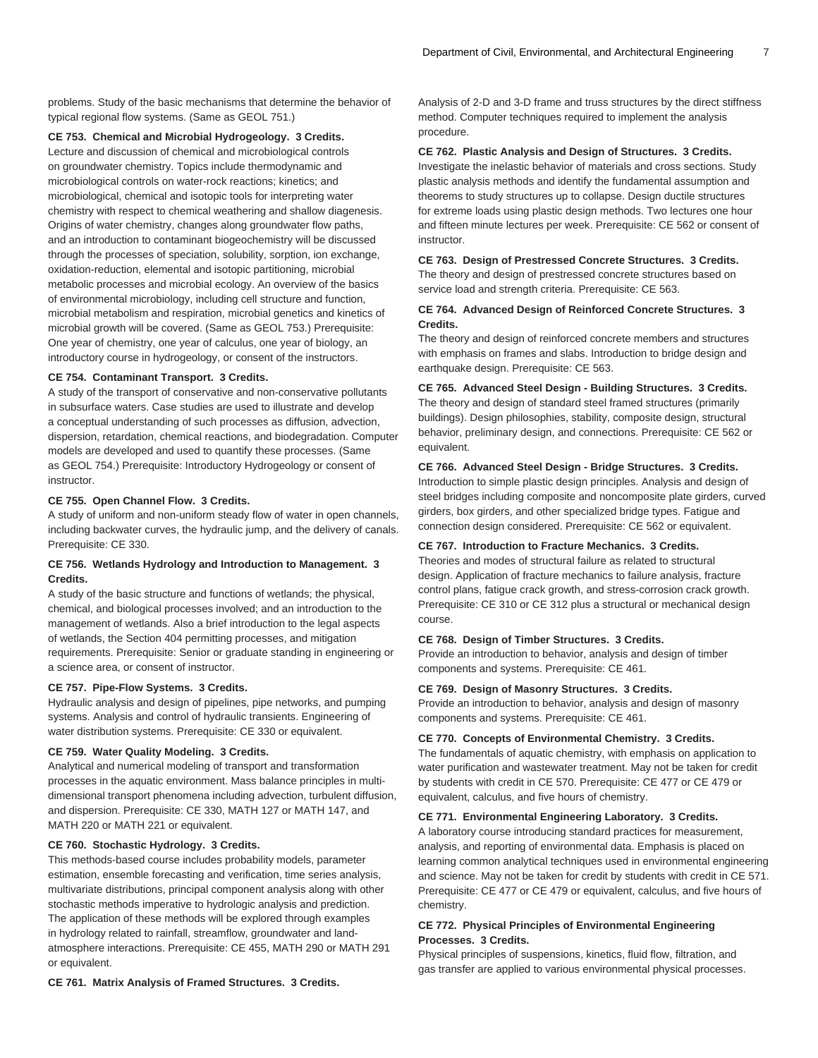problems. Study of the basic mechanisms that determine the behavior of typical regional flow systems. (Same as GEOL 751.)

**CE 753. Chemical and Microbial Hydrogeology. 3 Credits.**
Lecture and discussion of chemical and microbiological controls on groundwater chemistry. Topics include thermodynamic and microbiological controls on water-rock reactions; kinetics; and microbiological, chemical and isotopic tools for interpreting water chemistry with respect to chemical weathering and shallow diagenesis. Origins of water chemistry, changes along groundwater flow paths, and an introduction to contaminant biogeochemistry will be discussed through the processes of speciation, solubility, sorption, ion exchange, oxidation-reduction, elemental and isotopic partitioning, microbial metabolic processes and microbial ecology. An overview of the basics of environmental microbiology, including cell structure and function, microbial metabolism and respiration, microbial genetics and kinetics of microbial growth will be covered. (Same as GEOL 753.) Prerequisite: One year of chemistry, one year of calculus, one year of biology, an introductory course in hydrogeology, or consent of the instructors.

**CE 754. Contaminant Transport. 3 Credits.**
A study of the transport of conservative and non-conservative pollutants in subsurface waters. Case studies are used to illustrate and develop a conceptual understanding of such processes as diffusion, advection, dispersion, retardation, chemical reactions, and biodegradation. Computer models are developed and used to quantify these processes. (Same as GEOL 754.) Prerequisite: Introductory Hydrogeology or consent of instructor.

**CE 755. Open Channel Flow. 3 Credits.**
A study of uniform and non-uniform steady flow of water in open channels, including backwater curves, the hydraulic jump, and the delivery of canals. Prerequisite: CE 330.

**CE 756. Wetlands Hydrology and Introduction to Management. 3 Credits.**
A study of the basic structure and functions of wetlands; the physical, chemical, and biological processes involved; and an introduction to the management of wetlands. Also a brief introduction to the legal aspects of wetlands, the Section 404 permitting processes, and mitigation requirements. Prerequisite: Senior or graduate standing in engineering or a science area, or consent of instructor.

**CE 757. Pipe-Flow Systems. 3 Credits.**
Hydraulic analysis and design of pipelines, pipe networks, and pumping systems. Analysis and control of hydraulic transients. Engineering of water distribution systems. Prerequisite: CE 330 or equivalent.

**CE 759. Water Quality Modeling. 3 Credits.**
Analytical and numerical modeling of transport and transformation processes in the aquatic environment. Mass balance principles in multi-dimensional transport phenomena including advection, turbulent diffusion, and dispersion. Prerequisite: CE 330, MATH 127 or MATH 147, and MATH 220 or MATH 221 or equivalent.

**CE 760. Stochastic Hydrology. 3 Credits.**
This methods-based course includes probability models, parameter estimation, ensemble forecasting and verification, time series analysis, multivariate distributions, principal component analysis along with other stochastic methods imperative to hydrologic analysis and prediction. The application of these methods will be explored through examples in hydrology related to rainfall, streamflow, groundwater and land-atmosphere interactions. Prerequisite: CE 455, MATH 290 or MATH 291 or equivalent.

**CE 761. Matrix Analysis of Framed Structures. 3 Credits.**
Analysis of 2-D and 3-D frame and truss structures by the direct stiffness method. Computer techniques required to implement the analysis procedure.

**CE 762. Plastic Analysis and Design of Structures. 3 Credits.**
Investigate the inelastic behavior of materials and cross sections. Study plastic analysis methods and identify the fundamental assumption and theorems to study structures up to collapse. Design ductile structures for extreme loads using plastic design methods. Two lectures one hour and fifteen minute lectures per week. Prerequisite: CE 562 or consent of instructor.

**CE 763. Design of Prestressed Concrete Structures. 3 Credits.**
The theory and design of prestressed concrete structures based on service load and strength criteria. Prerequisite: CE 563.

**CE 764. Advanced Design of Reinforced Concrete Structures. 3 Credits.**
The theory and design of reinforced concrete members and structures with emphasis on frames and slabs. Introduction to bridge design and earthquake design. Prerequisite: CE 563.

**CE 765. Advanced Steel Design - Building Structures. 3 Credits.**
The theory and design of standard steel framed structures (primarily buildings). Design philosophies, stability, composite design, structural behavior, preliminary design, and connections. Prerequisite: CE 562 or equivalent.

**CE 766. Advanced Steel Design - Bridge Structures. 3 Credits.**
Introduction to simple plastic design principles. Analysis and design of steel bridges including composite and noncomposite plate girders, curved girders, box girders, and other specialized bridge types. Fatigue and connection design considered. Prerequisite: CE 562 or equivalent.

**CE 767. Introduction to Fracture Mechanics. 3 Credits.**
Theories and modes of structural failure as related to structural design. Application of fracture mechanics to failure analysis, fracture control plans, fatigue crack growth, and stress-corrosion crack growth. Prerequisite: CE 310 or CE 312 plus a structural or mechanical design course.

**CE 768. Design of Timber Structures. 3 Credits.**
Provide an introduction to behavior, analysis and design of timber components and systems. Prerequisite: CE 461.

**CE 769. Design of Masonry Structures. 3 Credits.**
Provide an introduction to behavior, analysis and design of masonry components and systems. Prerequisite: CE 461.

**CE 770. Concepts of Environmental Chemistry. 3 Credits.**
The fundamentals of aquatic chemistry, with emphasis on application to water purification and wastewater treatment. May not be taken for credit by students with credit in CE 570. Prerequisite: CE 477 or CE 479 or equivalent, calculus, and five hours of chemistry.

**CE 771. Environmental Engineering Laboratory. 3 Credits.**
A laboratory course introducing standard practices for measurement, analysis, and reporting of environmental data. Emphasis is placed on learning common analytical techniques used in environmental engineering and science. May not be taken for credit by students with credit in CE 571. Prerequisite: CE 477 or CE 479 or equivalent, calculus, and five hours of chemistry.

**CE 772. Physical Principles of Environmental Engineering Processes. 3 Credits.**
Physical principles of suspensions, kinetics, fluid flow, filtration, and gas transfer are applied to various environmental physical processes.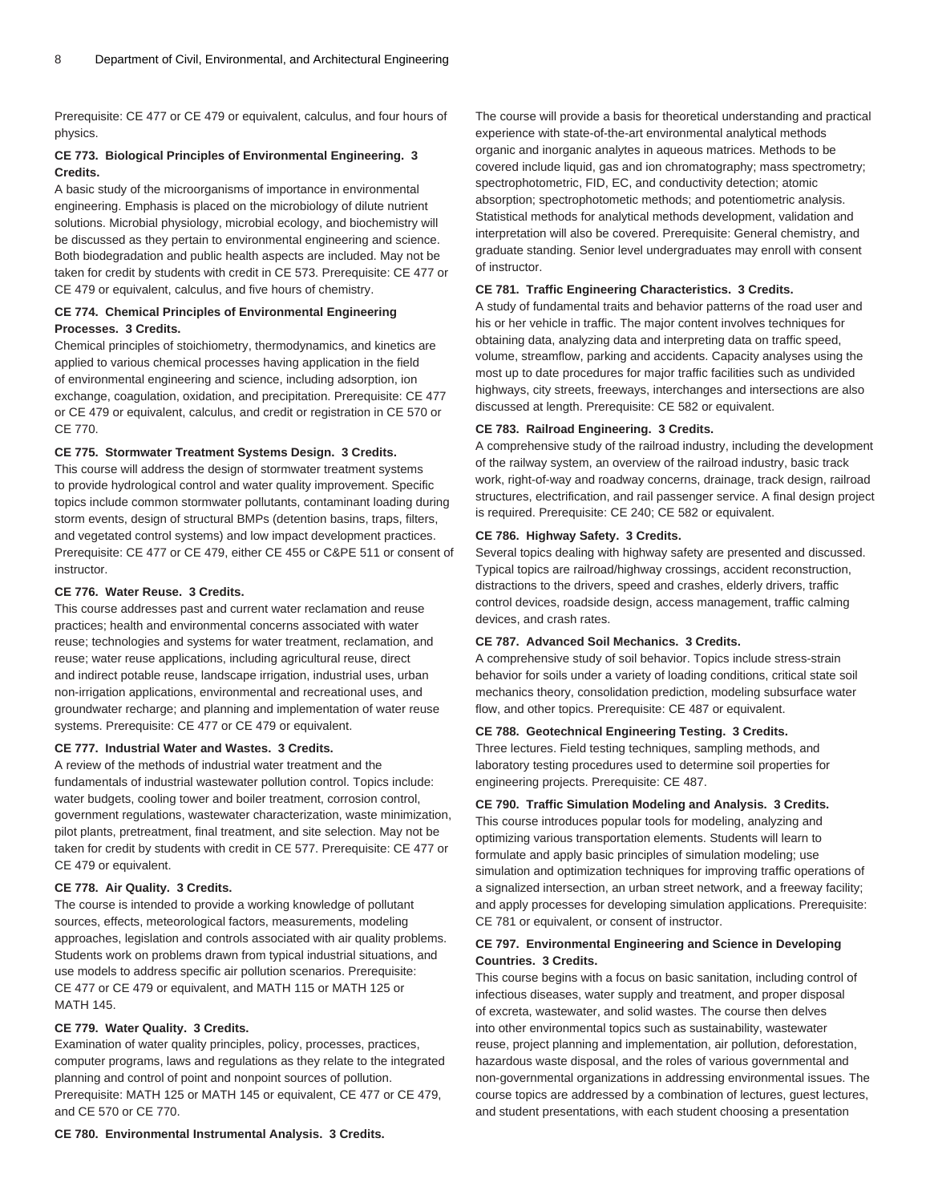Prerequisite: CE 477 or CE 479 or equivalent, calculus, and four hours of physics.

**CE 773. Biological Principles of Environmental Engineering. 3 Credits.**

A basic study of the microorganisms of importance in environmental engineering. Emphasis is placed on the microbiology of dilute nutrient solutions. Microbial physiology, microbial ecology, and biochemistry will be discussed as they pertain to environmental engineering and science. Both biodegradation and public health aspects are included. May not be taken for credit by students with credit in CE 573. Prerequisite: CE 477 or CE 479 or equivalent, calculus, and five hours of chemistry.

**CE 774. Chemical Principles of Environmental Engineering Processes. 3 Credits.**

Chemical principles of stoichiometry, thermodynamics, and kinetics are applied to various chemical processes having application in the field of environmental engineering and science, including adsorption, ion exchange, coagulation, oxidation, and precipitation. Prerequisite: CE 477 or CE 479 or equivalent, calculus, and credit or registration in CE 570 or CE 770.

**CE 775. Stormwater Treatment Systems Design. 3 Credits.**

This course will address the design of stormwater treatment systems to provide hydrological control and water quality improvement. Specific topics include common stormwater pollutants, contaminant loading during storm events, design of structural BMPs (detention basins, traps, filters, and vegetated control systems) and low impact development practices. Prerequisite: CE 477 or CE 479, either CE 455 or C&PE 511 or consent of instructor.

**CE 776. Water Reuse. 3 Credits.**

This course addresses past and current water reclamation and reuse practices; health and environmental concerns associated with water reuse; technologies and systems for water treatment, reclamation, and reuse; water reuse applications, including agricultural reuse, direct and indirect potable reuse, landscape irrigation, industrial uses, urban non-irrigation applications, environmental and recreational uses, and groundwater recharge; and planning and implementation of water reuse systems. Prerequisite: CE 477 or CE 479 or equivalent.

**CE 777. Industrial Water and Wastes. 3 Credits.**

A review of the methods of industrial water treatment and the fundamentals of industrial wastewater pollution control. Topics include: water budgets, cooling tower and boiler treatment, corrosion control, government regulations, wastewater characterization, waste minimization, pilot plants, pretreatment, final treatment, and site selection. May not be taken for credit by students with credit in CE 577. Prerequisite: CE 477 or CE 479 or equivalent.

**CE 778. Air Quality. 3 Credits.**

The course is intended to provide a working knowledge of pollutant sources, effects, meteorological factors, measurements, modeling approaches, legislation and controls associated with air quality problems. Students work on problems drawn from typical industrial situations, and use models to address specific air pollution scenarios. Prerequisite: CE 477 or CE 479 or equivalent, and MATH 115 or MATH 125 or MATH 145.

**CE 779. Water Quality. 3 Credits.**

Examination of water quality principles, policy, processes, practices, computer programs, laws and regulations as they relate to the integrated planning and control of point and nonpoint sources of pollution. Prerequisite: MATH 125 or MATH 145 or equivalent, CE 477 or CE 479, and CE 570 or CE 770.

**CE 780. Environmental Instrumental Analysis. 3 Credits.**

The course will provide a basis for theoretical understanding and practical experience with state-of-the-art environmental analytical methods organic and inorganic analytes in aqueous matrices. Methods to be covered include liquid, gas and ion chromatography; mass spectrometry; spectrophotometric, FID, EC, and conductivity detection; atomic absorption; spectrophotometric methods; and potentiometric analysis. Statistical methods for analytical methods development, validation and interpretation will also be covered. Prerequisite: General chemistry, and graduate standing. Senior level undergraduates may enroll with consent of instructor.

**CE 781. Traffic Engineering Characteristics. 3 Credits.**

A study of fundamental traits and behavior patterns of the road user and his or her vehicle in traffic. The major content involves techniques for obtaining data, analyzing data and interpreting data on traffic speed, volume, streamflow, parking and accidents. Capacity analyses using the most up to date procedures for major traffic facilities such as undivided highways, city streets, freeways, interchanges and intersections are also discussed at length. Prerequisite: CE 582 or equivalent.

**CE 783. Railroad Engineering. 3 Credits.**

A comprehensive study of the railroad industry, including the development of the railway system, an overview of the railroad industry, basic track work, right-of-way and roadway concerns, drainage, track design, railroad structures, electrification, and rail passenger service. A final design project is required. Prerequisite: CE 240; CE 582 or equivalent.

**CE 786. Highway Safety. 3 Credits.**

Several topics dealing with highway safety are presented and discussed. Typical topics are railroad/highway crossings, accident reconstruction, distractions to the drivers, speed and crashes, elderly drivers, traffic control devices, roadside design, access management, traffic calming devices, and crash rates.

**CE 787. Advanced Soil Mechanics. 3 Credits.**

A comprehensive study of soil behavior. Topics include stress-strain behavior for soils under a variety of loading conditions, critical state soil mechanics theory, consolidation prediction, modeling subsurface water flow, and other topics. Prerequisite: CE 487 or equivalent.

**CE 788. Geotechnical Engineering Testing. 3 Credits.**

Three lectures. Field testing techniques, sampling methods, and laboratory testing procedures used to determine soil properties for engineering projects. Prerequisite: CE 487.

**CE 790. Traffic Simulation Modeling and Analysis. 3 Credits.**

This course introduces popular tools for modeling, analyzing and optimizing various transportation elements. Students will learn to formulate and apply basic principles of simulation modeling; use simulation and optimization techniques for improving traffic operations of a signalized intersection, an urban street network, and a freeway facility; and apply processes for developing simulation applications. Prerequisite: CE 781 or equivalent, or consent of instructor.

**CE 797. Environmental Engineering and Science in Developing Countries. 3 Credits.**

This course begins with a focus on basic sanitation, including control of infectious diseases, water supply and treatment, and proper disposal of excreta, wastewater, and solid wastes. The course then delves into other environmental topics such as sustainability, wastewater reuse, project planning and implementation, air pollution, deforestation, hazardous waste disposal, and the roles of various governmental and non-governmental organizations in addressing environmental issues. The course topics are addressed by a combination of lectures, guest lectures, and student presentations, with each student choosing a presentation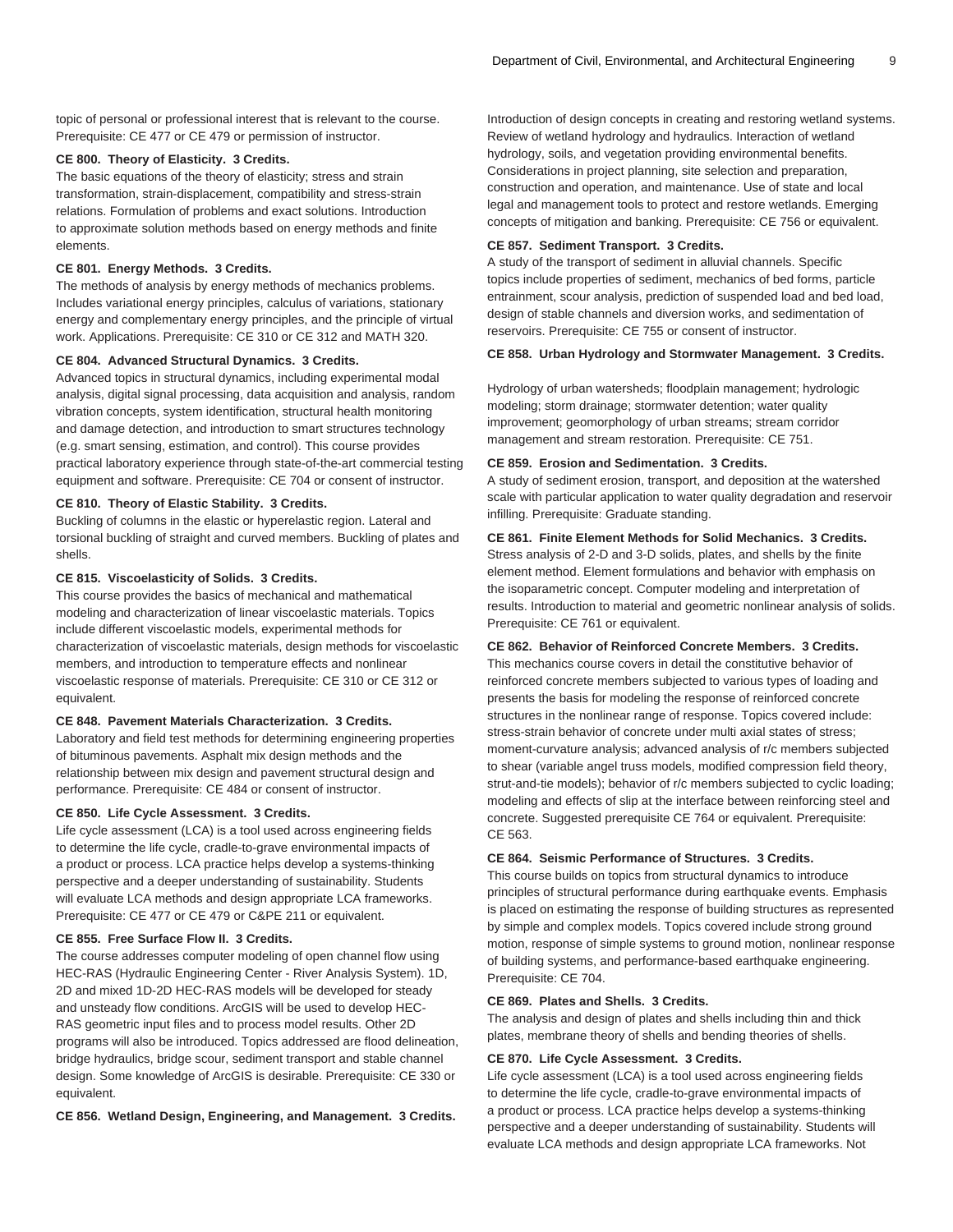topic of personal or professional interest that is relevant to the course. Prerequisite: CE 477 or CE 479 or permission of instructor.

**CE 800. Theory of Elasticity. 3 Credits.**
The basic equations of the theory of elasticity; stress and strain transformation, strain-displacement, compatibility and stress-strain relations. Formulation of problems and exact solutions. Introduction to approximate solution methods based on energy methods and finite elements.

**CE 801. Energy Methods. 3 Credits.**
The methods of analysis by energy methods of mechanics problems. Includes variational energy principles, calculus of variations, stationary energy and complementary energy principles, and the principle of virtual work. Applications. Prerequisite: CE 310 or CE 312 and MATH 320.

**CE 804. Advanced Structural Dynamics. 3 Credits.**
Advanced topics in structural dynamics, including experimental modal analysis, digital signal processing, data acquisition and analysis, random vibration concepts, system identification, structural health monitoring and damage detection, and introduction to smart structures technology (e.g. smart sensing, estimation, and control). This course provides practical laboratory experience through state-of-the-art commercial testing equipment and software. Prerequisite: CE 704 or consent of instructor.

**CE 810. Theory of Elastic Stability. 3 Credits.**
Buckling of columns in the elastic or hyperelastic region. Lateral and torsional buckling of straight and curved members. Buckling of plates and shells.

**CE 815. Viscoelasticity of Solids. 3 Credits.**
This course provides the basics of mechanical and mathematical modeling and characterization of linear viscoelastic materials. Topics include different viscoelastic models, experimental methods for characterization of viscoelastic materials, design methods for viscoelastic members, and introduction to temperature effects and nonlinear viscoelastic response of materials. Prerequisite: CE 310 or CE 312 or equivalent.

**CE 848. Pavement Materials Characterization. 3 Credits.**
Laboratory and field test methods for determining engineering properties of bituminous pavements. Asphalt mix design methods and the relationship between mix design and pavement structural design and performance. Prerequisite: CE 484 or consent of instructor.

**CE 850. Life Cycle Assessment. 3 Credits.**
Life cycle assessment (LCA) is a tool used across engineering fields to determine the life cycle, cradle-to-grave environmental impacts of a product or process. LCA practice helps develop a systems-thinking perspective and a deeper understanding of sustainability. Students will evaluate LCA methods and design appropriate LCA frameworks. Prerequisite: CE 477 or CE 479 or C&PE 211 or equivalent.

**CE 855. Free Surface Flow II. 3 Credits.**
The course addresses computer modeling of open channel flow using HEC-RAS (Hydraulic Engineering Center - River Analysis System). 1D, 2D and mixed 1D-2D HEC-RAS models will be developed for steady and unsteady flow conditions. ArcGIS will be used to develop HEC-RAS geometric input files and to process model results. Other 2D programs will also be introduced. Topics addressed are flood delineation, bridge hydraulics, bridge scour, sediment transport and stable channel design. Some knowledge of ArcGIS is desirable. Prerequisite: CE 330 or equivalent.

**CE 856. Wetland Design, Engineering, and Management. 3 Credits.**
Introduction of design concepts in creating and restoring wetland systems. Review of wetland hydrology and hydraulics. Interaction of wetland hydrology, soils, and vegetation providing environmental benefits. Considerations in project planning, site selection and preparation, construction and operation, and maintenance. Use of state and local legal and management tools to protect and restore wetlands. Emerging concepts of mitigation and banking. Prerequisite: CE 756 or equivalent.

**CE 857. Sediment Transport. 3 Credits.**
A study of the transport of sediment in alluvial channels. Specific topics include properties of sediment, mechanics of bed forms, particle entrainment, scour analysis, prediction of suspended load and bed load, design of stable channels and diversion works, and sedimentation of reservoirs. Prerequisite: CE 755 or consent of instructor.

**CE 858. Urban Hydrology and Stormwater Management. 3 Credits.**
Hydrology of urban watersheds; floodplain management; hydrologic modeling; storm drainage; stormwater detention; water quality improvement; geomorphology of urban streams; stream corridor management and stream restoration. Prerequisite: CE 751.

**CE 859. Erosion and Sedimentation. 3 Credits.**
A study of sediment erosion, transport, and deposition at the watershed scale with particular application to water quality degradation and reservoir infilling. Prerequisite: Graduate standing.

**CE 861. Finite Element Methods for Solid Mechanics. 3 Credits.**
Stress analysis of 2-D and 3-D solids, plates, and shells by the finite element method. Element formulations and behavior with emphasis on the isoparametric concept. Computer modeling and interpretation of results. Introduction to material and geometric nonlinear analysis of solids. Prerequisite: CE 761 or equivalent.

**CE 862. Behavior of Reinforced Concrete Members. 3 Credits.**
This mechanics course covers in detail the constitutive behavior of reinforced concrete members subjected to various types of loading and presents the basis for modeling the response of reinforced concrete structures in the nonlinear range of response. Topics covered include: stress-strain behavior of concrete under multi axial states of stress; moment-curvature analysis; advanced analysis of r/c members subjected to shear (variable angel truss models, modified compression field theory, strut-and-tie models); behavior of r/c members subjected to cyclic loading; modeling and effects of slip at the interface between reinforcing steel and concrete. Suggested prerequisite CE 764 or equivalent. Prerequisite: CE 563.

**CE 864. Seismic Performance of Structures. 3 Credits.**
This course builds on topics from structural dynamics to introduce principles of structural performance during earthquake events. Emphasis is placed on estimating the response of building structures as represented by simple and complex models. Topics covered include strong ground motion, response of simple systems to ground motion, nonlinear response of building systems, and performance-based earthquake engineering. Prerequisite: CE 704.

**CE 869. Plates and Shells. 3 Credits.**
The analysis and design of plates and shells including thin and thick plates, membrane theory of shells and bending theories of shells.

**CE 870. Life Cycle Assessment. 3 Credits.**
Life cycle assessment (LCA) is a tool used across engineering fields to determine the life cycle, cradle-to-grave environmental impacts of a product or process. LCA practice helps develop a systems-thinking perspective and a deeper understanding of sustainability. Students will evaluate LCA methods and design appropriate LCA frameworks. Not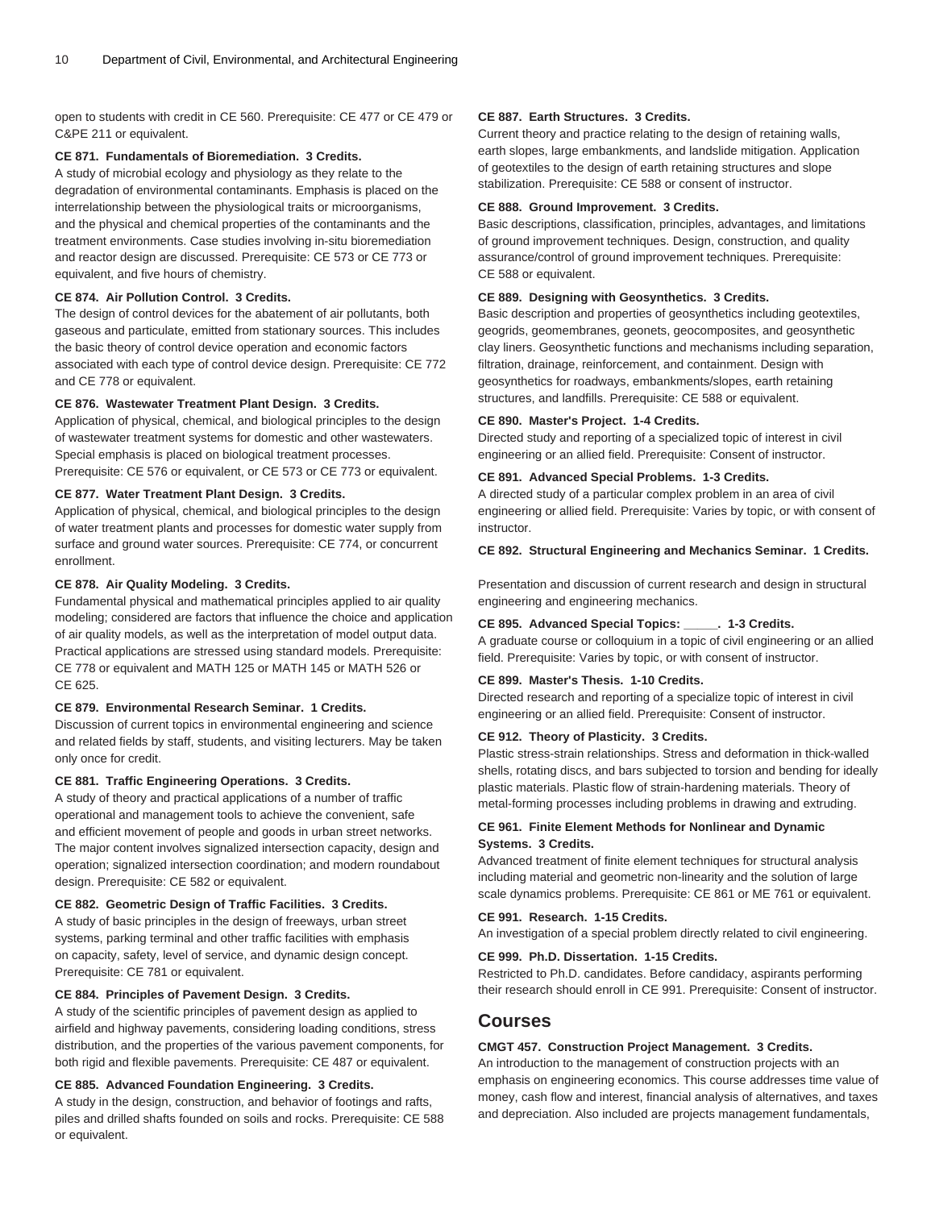open to students with credit in CE 560. Prerequisite: CE 477 or CE 479 or C&PE 211 or equivalent.

**CE 871. Fundamentals of Bioremediation. 3 Credits.**
A study of microbial ecology and physiology as they relate to the degradation of environmental contaminants. Emphasis is placed on the interrelationship between the physiological traits or microorganisms, and the physical and chemical properties of the contaminants and the treatment environments. Case studies involving in-situ bioremediation and reactor design are discussed. Prerequisite: CE 573 or CE 773 or equivalent, and five hours of chemistry.

**CE 874. Air Pollution Control. 3 Credits.**
The design of control devices for the abatement of air pollutants, both gaseous and particulate, emitted from stationary sources. This includes the basic theory of control device operation and economic factors associated with each type of control device design. Prerequisite: CE 772 and CE 778 or equivalent.

**CE 876. Wastewater Treatment Plant Design. 3 Credits.**
Application of physical, chemical, and biological principles to the design of wastewater treatment systems for domestic and other wastewaters. Special emphasis is placed on biological treatment processes. Prerequisite: CE 576 or equivalent, or CE 573 or CE 773 or equivalent.

**CE 877. Water Treatment Plant Design. 3 Credits.**
Application of physical, chemical, and biological principles to the design of water treatment plants and processes for domestic water supply from surface and ground water sources. Prerequisite: CE 774, or concurrent enrollment.

**CE 878. Air Quality Modeling. 3 Credits.**
Fundamental physical and mathematical principles applied to air quality modeling; considered are factors that influence the choice and application of air quality models, as well as the interpretation of model output data. Practical applications are stressed using standard models. Prerequisite: CE 778 or equivalent and MATH 125 or MATH 145 or MATH 526 or CE 625.

**CE 879. Environmental Research Seminar. 1 Credits.**
Discussion of current topics in environmental engineering and science and related fields by staff, students, and visiting lecturers. May be taken only once for credit.

**CE 881. Traffic Engineering Operations. 3 Credits.**
A study of theory and practical applications of a number of traffic operational and management tools to achieve the convenient, safe and efficient movement of people and goods in urban street networks. The major content involves signalized intersection capacity, design and operation; signalized intersection coordination; and modern roundabout design. Prerequisite: CE 582 or equivalent.

**CE 882. Geometric Design of Traffic Facilities. 3 Credits.**
A study of basic principles in the design of freeways, urban street systems, parking terminal and other traffic facilities with emphasis on capacity, safety, level of service, and dynamic design concept. Prerequisite: CE 781 or equivalent.

**CE 884. Principles of Pavement Design. 3 Credits.**
A study of the scientific principles of pavement design as applied to airfield and highway pavements, considering loading conditions, stress distribution, and the properties of the various pavement components, for both rigid and flexible pavements. Prerequisite: CE 487 or equivalent.

**CE 885. Advanced Foundation Engineering. 3 Credits.**
A study in the design, construction, and behavior of footings and rafts, piles and drilled shafts founded on soils and rocks. Prerequisite: CE 588 or equivalent.

**CE 887. Earth Structures. 3 Credits.**
Current theory and practice relating to the design of retaining walls, earth slopes, large embankments, and landslide mitigation. Application of geotextiles to the design of earth retaining structures and slope stabilization. Prerequisite: CE 588 or consent of instructor.

**CE 888. Ground Improvement. 3 Credits.**
Basic descriptions, classification, principles, advantages, and limitations of ground improvement techniques. Design, construction, and quality assurance/control of ground improvement techniques. Prerequisite: CE 588 or equivalent.

**CE 889. Designing with Geosynthetics. 3 Credits.**
Basic description and properties of geosynthetics including geotextiles, geogrids, geomembranes, geonets, geocomposites, and geosynthetic clay liners. Geosynthetic functions and mechanisms including separation, filtration, drainage, reinforcement, and containment. Design with geosynthetics for roadways, embankments/slopes, earth retaining structures, and landfills. Prerequisite: CE 588 or equivalent.

**CE 890. Master's Project. 1-4 Credits.**
Directed study and reporting of a specialized topic of interest in civil engineering or an allied field. Prerequisite: Consent of instructor.

**CE 891. Advanced Special Problems. 1-3 Credits.**
A directed study of a particular complex problem in an area of civil engineering or allied field. Prerequisite: Varies by topic, or with consent of instructor.

**CE 892. Structural Engineering and Mechanics Seminar. 1 Credits.**

Presentation and discussion of current research and design in structural engineering and engineering mechanics.

**CE 895. Advanced Special Topics: _____. 1-3 Credits.**
A graduate course or colloquium in a topic of civil engineering or an allied field. Prerequisite: Varies by topic, or with consent of instructor.

**CE 899. Master's Thesis. 1-10 Credits.**
Directed research and reporting of a specialize topic of interest in civil engineering or an allied field. Prerequisite: Consent of instructor.

**CE 912. Theory of Plasticity. 3 Credits.**
Plastic stress-strain relationships. Stress and deformation in thick-walled shells, rotating discs, and bars subjected to torsion and bending for ideally plastic materials. Plastic flow of strain-hardening materials. Theory of metal-forming processes including problems in drawing and extruding.

**CE 961. Finite Element Methods for Nonlinear and Dynamic Systems. 3 Credits.**
Advanced treatment of finite element techniques for structural analysis including material and geometric non-linearity and the solution of large scale dynamics problems. Prerequisite: CE 861 or ME 761 or equivalent.

**CE 991. Research. 1-15 Credits.**
An investigation of a special problem directly related to civil engineering.

**CE 999. Ph.D. Dissertation. 1-15 Credits.**
Restricted to Ph.D. candidates. Before candidacy, aspirants performing their research should enroll in CE 991. Prerequisite: Consent of instructor.

## Courses

**CMGT 457. Construction Project Management. 3 Credits.**
An introduction to the management of construction projects with an emphasis on engineering economics. This course addresses time value of money, cash flow and interest, financial analysis of alternatives, and taxes and depreciation. Also included are projects management fundamentals,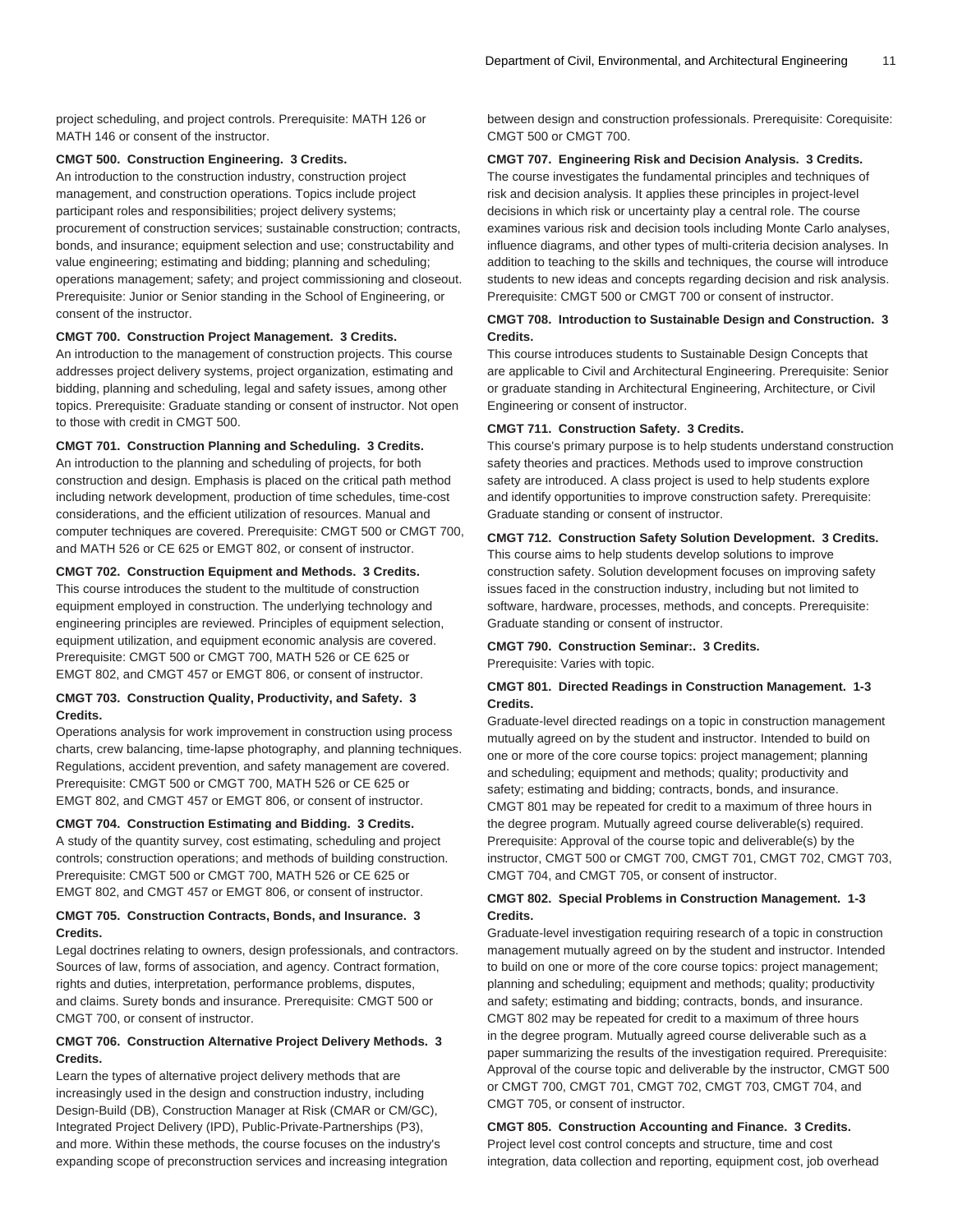project scheduling, and project controls. Prerequisite: MATH 126 or MATH 146 or consent of the instructor.

**CMGT 500. Construction Engineering. 3 Credits.**

An introduction to the construction industry, construction project management, and construction operations. Topics include project participant roles and responsibilities; project delivery systems; procurement of construction services; sustainable construction; contracts, bonds, and insurance; equipment selection and use; constructability and value engineering; estimating and bidding; planning and scheduling; operations management; safety; and project commissioning and closeout. Prerequisite: Junior or Senior standing in the School of Engineering, or consent of the instructor.

**CMGT 700. Construction Project Management. 3 Credits.**

An introduction to the management of construction projects. This course addresses project delivery systems, project organization, estimating and bidding, planning and scheduling, legal and safety issues, among other topics. Prerequisite: Graduate standing or consent of instructor. Not open to those with credit in CMGT 500.

**CMGT 701. Construction Planning and Scheduling. 3 Credits.**

An introduction to the planning and scheduling of projects, for both construction and design. Emphasis is placed on the critical path method including network development, production of time schedules, time-cost considerations, and the efficient utilization of resources. Manual and computer techniques are covered. Prerequisite: CMGT 500 or CMGT 700, and MATH 526 or CE 625 or EMGT 802, or consent of instructor.

**CMGT 702. Construction Equipment and Methods. 3 Credits.**

This course introduces the student to the multitude of construction equipment employed in construction. The underlying technology and engineering principles are reviewed. Principles of equipment selection, equipment utilization, and equipment economic analysis are covered. Prerequisite: CMGT 500 or CMGT 700, MATH 526 or CE 625 or EMGT 802, and CMGT 457 or EMGT 806, or consent of instructor.

**CMGT 703. Construction Quality, Productivity, and Safety. 3 Credits.**

Operations analysis for work improvement in construction using process charts, crew balancing, time-lapse photography, and planning techniques. Regulations, accident prevention, and safety management are covered. Prerequisite: CMGT 500 or CMGT 700, MATH 526 or CE 625 or EMGT 802, and CMGT 457 or EMGT 806, or consent of instructor.

**CMGT 704. Construction Estimating and Bidding. 3 Credits.**

A study of the quantity survey, cost estimating, scheduling and project controls; construction operations; and methods of building construction. Prerequisite: CMGT 500 or CMGT 700, MATH 526 or CE 625 or EMGT 802, and CMGT 457 or EMGT 806, or consent of instructor.

**CMGT 705. Construction Contracts, Bonds, and Insurance. 3 Credits.**

Legal doctrines relating to owners, design professionals, and contractors. Sources of law, forms of association, and agency. Contract formation, rights and duties, interpretation, performance problems, disputes, and claims. Surety bonds and insurance. Prerequisite: CMGT 500 or CMGT 700, or consent of instructor.

**CMGT 706. Construction Alternative Project Delivery Methods. 3 Credits.**

Learn the types of alternative project delivery methods that are increasingly used in the design and construction industry, including Design-Build (DB), Construction Manager at Risk (CMAR or CM/GC), Integrated Project Delivery (IPD), Public-Private-Partnerships (P3), and more. Within these methods, the course focuses on the industry's expanding scope of preconstruction services and increasing integration between design and construction professionals. Prerequisite: Corequisite: CMGT 500 or CMGT 700.

**CMGT 707. Engineering Risk and Decision Analysis. 3 Credits.**

The course investigates the fundamental principles and techniques of risk and decision analysis. It applies these principles in project-level decisions in which risk or uncertainty play a central role. The course examines various risk and decision tools including Monte Carlo analyses, influence diagrams, and other types of multi-criteria decision analyses. In addition to teaching to the skills and techniques, the course will introduce students to new ideas and concepts regarding decision and risk analysis. Prerequisite: CMGT 500 or CMGT 700 or consent of instructor.

**CMGT 708. Introduction to Sustainable Design and Construction. 3 Credits.**

This course introduces students to Sustainable Design Concepts that are applicable to Civil and Architectural Engineering. Prerequisite: Senior or graduate standing in Architectural Engineering, Architecture, or Civil Engineering or consent of instructor.

**CMGT 711. Construction Safety. 3 Credits.**

This course's primary purpose is to help students understand construction safety theories and practices. Methods used to improve construction safety are introduced. A class project is used to help students explore and identify opportunities to improve construction safety. Prerequisite: Graduate standing or consent of instructor.

**CMGT 712. Construction Safety Solution Development. 3 Credits.**

This course aims to help students develop solutions to improve construction safety. Solution development focuses on improving safety issues faced in the construction industry, including but not limited to software, hardware, processes, methods, and concepts. Prerequisite: Graduate standing or consent of instructor.

**CMGT 790. Construction Seminar:. 3 Credits.**

Prerequisite: Varies with topic.

**CMGT 801. Directed Readings in Construction Management. 1-3 Credits.**

Graduate-level directed readings on a topic in construction management mutually agreed on by the student and instructor. Intended to build on one or more of the core course topics: project management; planning and scheduling; equipment and methods; quality; productivity and safety; estimating and bidding; contracts, bonds, and insurance. CMGT 801 may be repeated for credit to a maximum of three hours in the degree program. Mutually agreed course deliverable(s) required. Prerequisite: Approval of the course topic and deliverable(s) by the instructor, CMGT 500 or CMGT 700, CMGT 701, CMGT 702, CMGT 703, CMGT 704, and CMGT 705, or consent of instructor.

**CMGT 802. Special Problems in Construction Management. 1-3 Credits.**

Graduate-level investigation requiring research of a topic in construction management mutually agreed on by the student and instructor. Intended to build on one or more of the core course topics: project management; planning and scheduling; equipment and methods; quality; productivity and safety; estimating and bidding; contracts, bonds, and insurance. CMGT 802 may be repeated for credit to a maximum of three hours in the degree program. Mutually agreed course deliverable such as a paper summarizing the results of the investigation required. Prerequisite: Approval of the course topic and deliverable by the instructor, CMGT 500 or CMGT 700, CMGT 701, CMGT 702, CMGT 703, CMGT 704, and CMGT 705, or consent of instructor.

**CMGT 805. Construction Accounting and Finance. 3 Credits.**

Project level cost control concepts and structure, time and cost integration, data collection and reporting, equipment cost, job overhead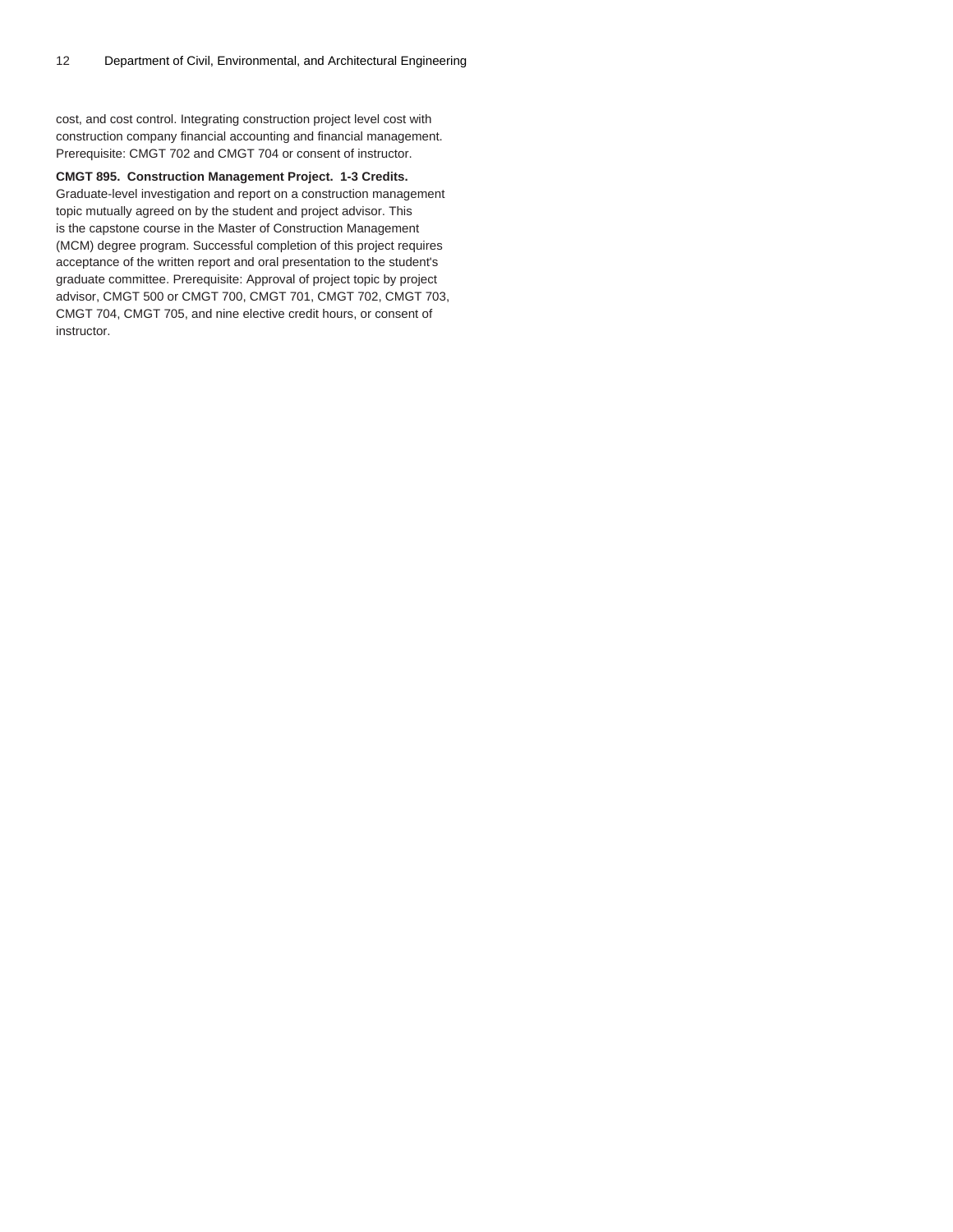cost, and cost control. Integrating construction project level cost with construction company financial accounting and financial management. Prerequisite: CMGT 702 and CMGT 704 or consent of instructor.

**CMGT 895. Construction Management Project. 1-3 Credits.**
Graduate-level investigation and report on a construction management topic mutually agreed on by the student and project advisor. This is the capstone course in the Master of Construction Management (MCM) degree program. Successful completion of this project requires acceptance of the written report and oral presentation to the student's graduate committee. Prerequisite: Approval of project topic by project advisor, CMGT 500 or CMGT 700, CMGT 701, CMGT 702, CMGT 703, CMGT 704, CMGT 705, and nine elective credit hours, or consent of instructor.